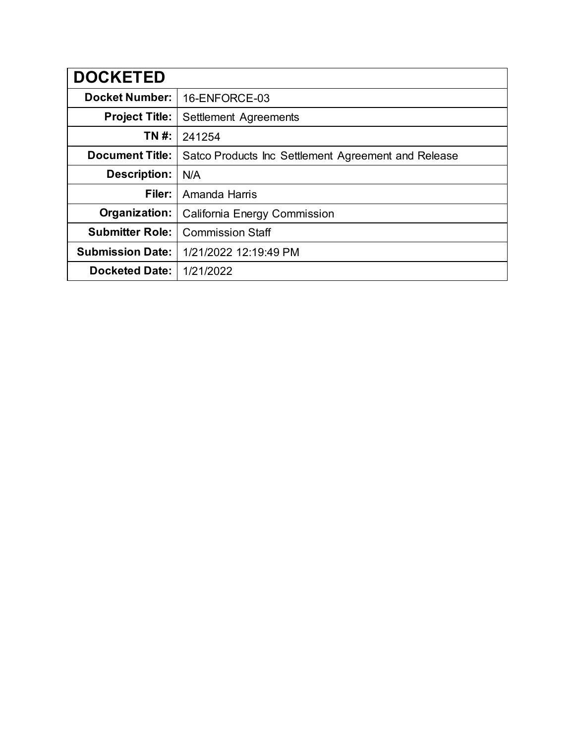| DOCKETED | |
|---|---|
| **Docket Number:** | 16-ENFORCE-03 |
| **Project Title:** | Settlement Agreements |
| **TN #:** | 241254 |
| **Document Title:** | Satco Products Inc Settlement Agreement and Release |
| **Description:** | N/A |
| **Filer:** | Amanda Harris |
| **Organization:** | California Energy Commission |
| **Submitter Role:** | Commission Staff |
| **Submission Date:** | 1/21/2022 12:19:49 PM |
| **Docketed Date:** | 1/21/2022 |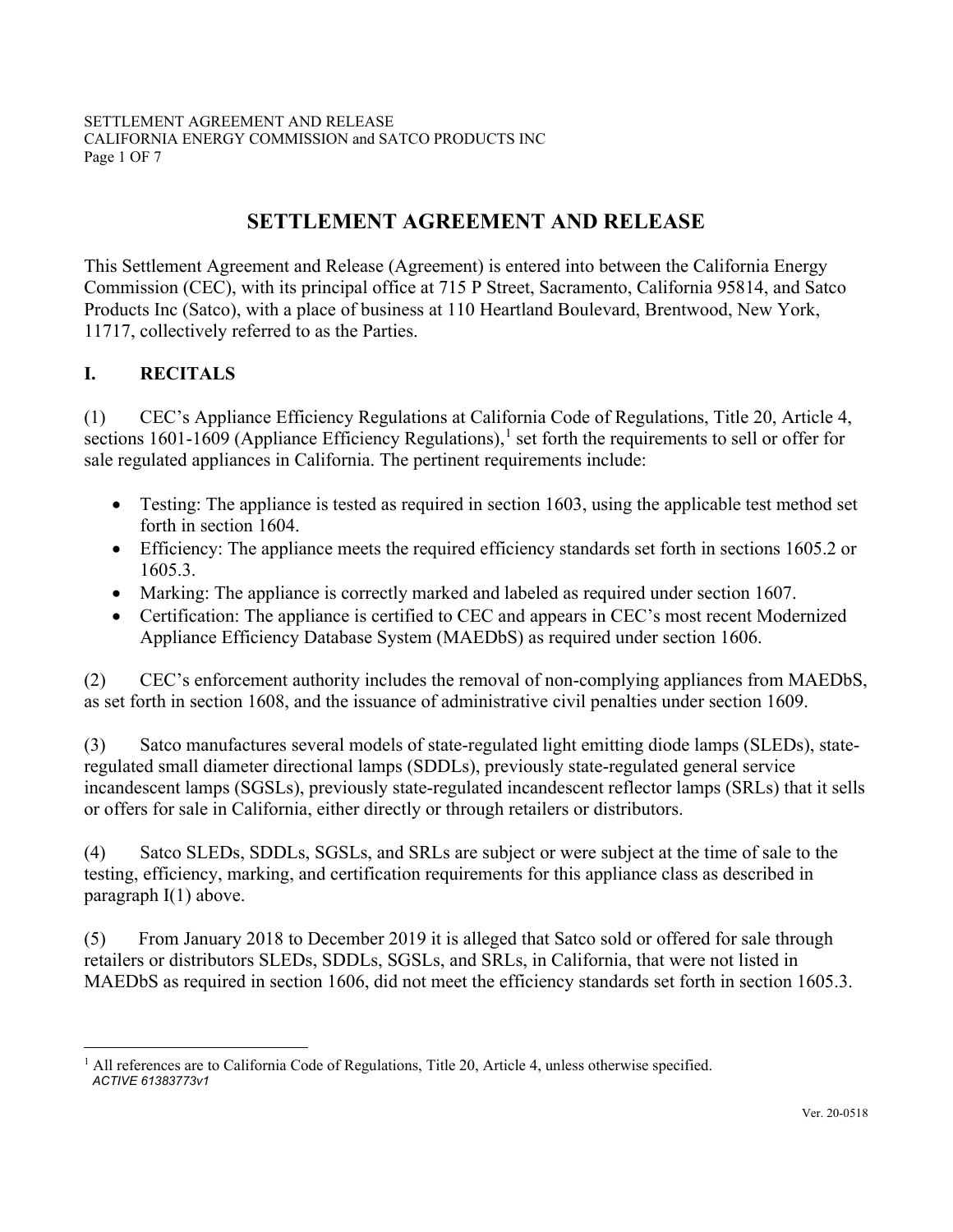# SETTLEMENT AGREEMENT AND RELEASE

This Settlement Agreement and Release (Agreement) is entered into between the California Energy Commission (CEC), with its principal office at 715 P Street, Sacramento, California 95814, and Satco Products Inc (Satco), with a place of business at 110 Heartland Boulevard, Brentwood, New York, 11717, collectively referred to as the Parties.

## I. RECITALS

(1) CEC's Appliance Efficiency Regulations at California Code of Regulations, Title 20, Article 4, sections 1601-1609 (Appliance Efficiency Regulations),[1] set forth the requirements to sell or offer for sale regulated appliances in California. The pertinent requirements include:

- Testing: The appliance is tested as required in section 1603, using the applicable test method set forth in section 1604.
- Efficiency: The appliance meets the required efficiency standards set forth in sections 1605.2 or 1605.3.
- Marking: The appliance is correctly marked and labeled as required under section 1607.
- Certification: The appliance is certified to CEC and appears in CEC's most recent Modernized Appliance Efficiency Database System (MAEDbS) as required under section 1606.

(2) CEC's enforcement authority includes the removal of non-complying appliances from MAEDbS, as set forth in section 1608, and the issuance of administrative civil penalties under section 1609.

(3) Satco manufactures several models of state-regulated light emitting diode lamps (SLEDs), state-regulated small diameter directional lamps (SDDLs), previously state-regulated general service incandescent lamps (SGSLs), previously state-regulated incandescent reflector lamps (SRLs) that it sells or offers for sale in California, either directly or through retailers or distributors.

(4) Satco SLEDs, SDDLs, SGSLs, and SRLs are subject or were subject at the time of sale to the testing, efficiency, marking, and certification requirements for this appliance class as described in paragraph I(1) above.

(5) From January 2018 to December 2019 it is alleged that Satco sold or offered for sale through retailers or distributors SLEDs, SDDLs, SGSLs, and SRLs, in California, that were not listed in MAEDbS as required in section 1606, did not meet the efficiency standards set forth in section 1605.3.

[1] All references are to California Code of Regulations, Title 20, Article 4, unless otherwise specified.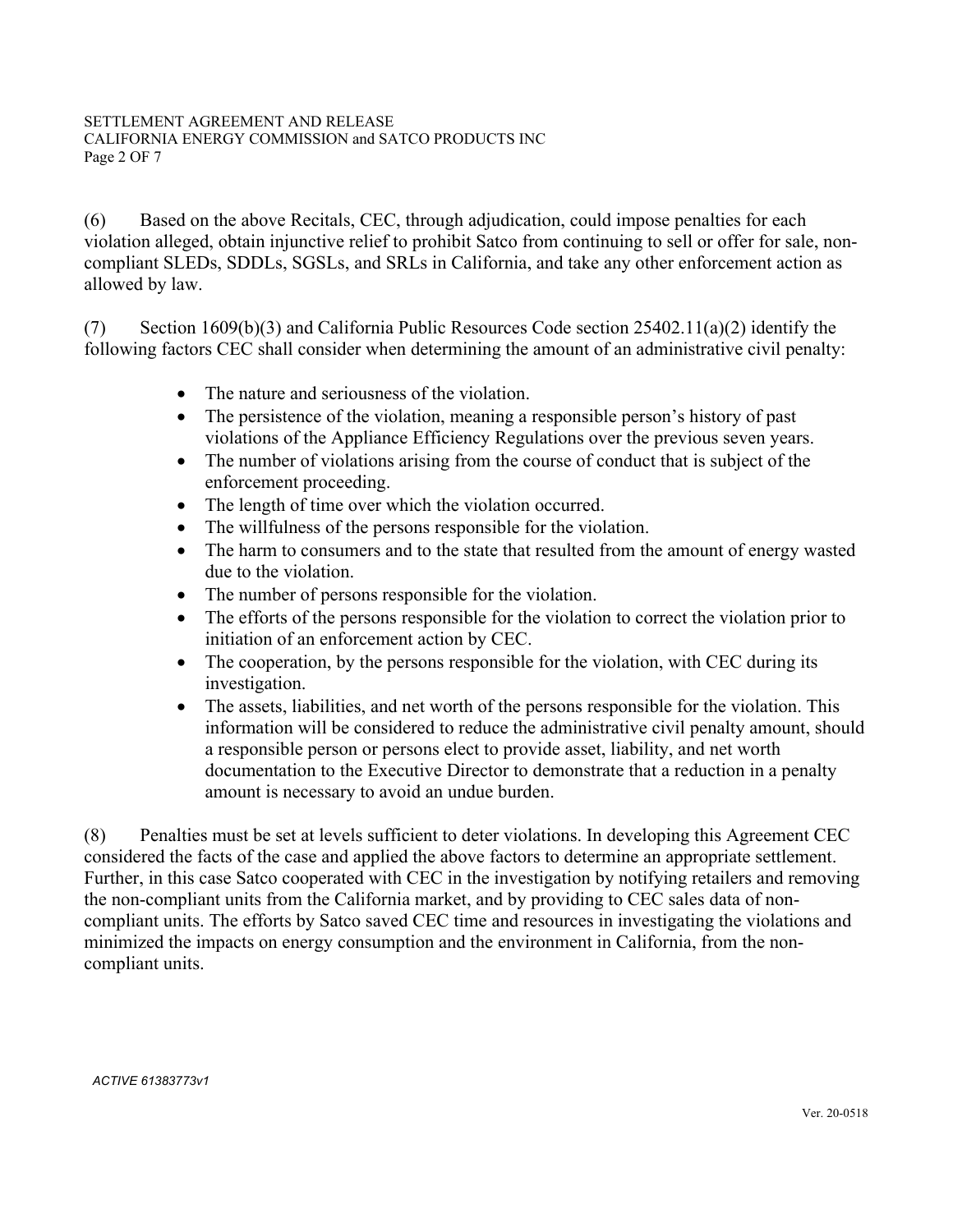(6) Based on the above Recitals, CEC, through adjudication, could impose penalties for each violation alleged, obtain injunctive relief to prohibit Satco from continuing to sell or offer for sale, non-compliant SLEDs, SDDLs, SGSLs, and SRLs in California, and take any other enforcement action as allowed by law.

(7) Section 1609(b)(3) and California Public Resources Code section 25402.11(a)(2) identify the following factors CEC shall consider when determining the amount of an administrative civil penalty:

- The nature and seriousness of the violation.
- The persistence of the violation, meaning a responsible person's history of past violations of the Appliance Efficiency Regulations over the previous seven years.
- The number of violations arising from the course of conduct that is subject of the enforcement proceeding.
- The length of time over which the violation occurred.
- The willfulness of the persons responsible for the violation.
- The harm to consumers and to the state that resulted from the amount of energy wasted due to the violation.
- The number of persons responsible for the violation.
- The efforts of the persons responsible for the violation to correct the violation prior to initiation of an enforcement action by CEC.
- The cooperation, by the persons responsible for the violation, with CEC during its investigation.
- The assets, liabilities, and net worth of the persons responsible for the violation. This information will be considered to reduce the administrative civil penalty amount, should a responsible person or persons elect to provide asset, liability, and net worth documentation to the Executive Director to demonstrate that a reduction in a penalty amount is necessary to avoid an undue burden.

(8) Penalties must be set at levels sufficient to deter violations. In developing this Agreement CEC considered the facts of the case and applied the above factors to determine an appropriate settlement. Further, in this case Satco cooperated with CEC in the investigation by notifying retailers and removing the non-compliant units from the California market, and by providing to CEC sales data of non-compliant units. The efforts by Satco saved CEC time and resources in investigating the violations and minimized the impacts on energy consumption and the environment in California, from the non-compliant units.

*ACTIVE 61383773v1*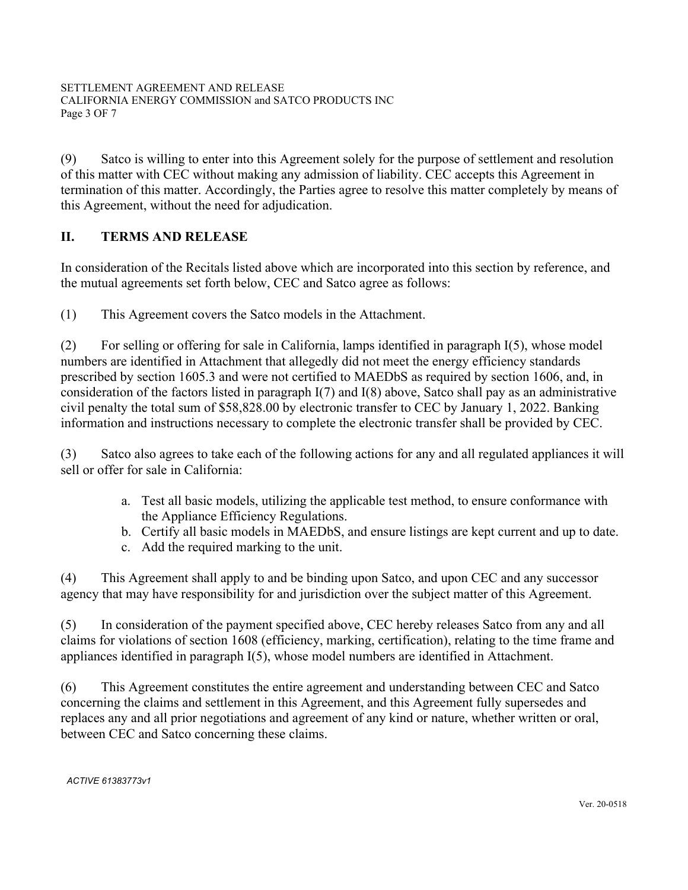(9) Satco is willing to enter into this Agreement solely for the purpose of settlement and resolution of this matter with CEC without making any admission of liability. CEC accepts this Agreement in termination of this matter. Accordingly, the Parties agree to resolve this matter completely by means of this Agreement, without the need for adjudication.

## II. TERMS AND RELEASE

In consideration of the Recitals listed above which are incorporated into this section by reference, and the mutual agreements set forth below, CEC and Satco agree as follows:

(1) This Agreement covers the Satco models in the Attachment.

(2) For selling or offering for sale in California, lamps identified in paragraph I(5), whose model numbers are identified in Attachment that allegedly did not meet the energy efficiency standards prescribed by section 1605.3 and were not certified to MAEDbS as required by section 1606, and, in consideration of the factors listed in paragraph I(7) and I(8) above, Satco shall pay as an administrative civil penalty the total sum of $58,828.00 by electronic transfer to CEC by January 1, 2022. Banking information and instructions necessary to complete the electronic transfer shall be provided by CEC.

(3) Satco also agrees to take each of the following actions for any and all regulated appliances it will sell or offer for sale in California:

a. Test all basic models, utilizing the applicable test method, to ensure conformance with the Appliance Efficiency Regulations.
b. Certify all basic models in MAEDbS, and ensure listings are kept current and up to date.
c. Add the required marking to the unit.

(4) This Agreement shall apply to and be binding upon Satco, and upon CEC and any successor agency that may have responsibility for and jurisdiction over the subject matter of this Agreement.

(5) In consideration of the payment specified above, CEC hereby releases Satco from any and all claims for violations of section 1608 (efficiency, marking, certification), relating to the time frame and appliances identified in paragraph I(5), whose model numbers are identified in Attachment.

(6) This Agreement constitutes the entire agreement and understanding between CEC and Satco concerning the claims and settlement in this Agreement, and this Agreement fully supersedes and replaces any and all prior negotiations and agreement of any kind or nature, whether written or oral, between CEC and Satco concerning these claims.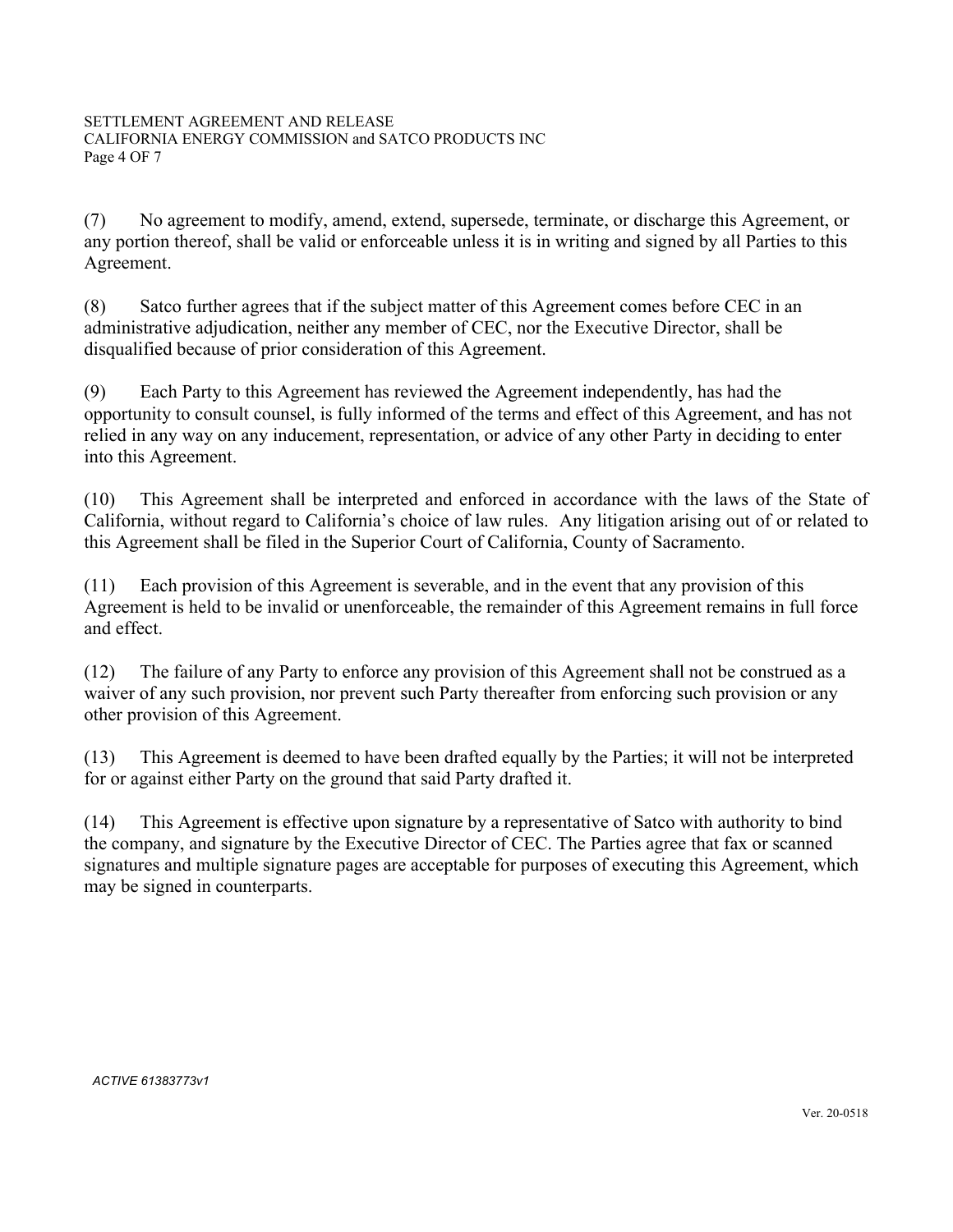(7) No agreement to modify, amend, extend, supersede, terminate, or discharge this Agreement, or any portion thereof, shall be valid or enforceable unless it is in writing and signed by all Parties to this Agreement.

(8) Satco further agrees that if the subject matter of this Agreement comes before CEC in an administrative adjudication, neither any member of CEC, nor the Executive Director, shall be disqualified because of prior consideration of this Agreement.

(9) Each Party to this Agreement has reviewed the Agreement independently, has had the opportunity to consult counsel, is fully informed of the terms and effect of this Agreement, and has not relied in any way on any inducement, representation, or advice of any other Party in deciding to enter into this Agreement.

(10) This Agreement shall be interpreted and enforced in accordance with the laws of the State of California, without regard to California's choice of law rules. Any litigation arising out of or related to this Agreement shall be filed in the Superior Court of California, County of Sacramento.

(11) Each provision of this Agreement is severable, and in the event that any provision of this Agreement is held to be invalid or unenforceable, the remainder of this Agreement remains in full force and effect.

(12) The failure of any Party to enforce any provision of this Agreement shall not be construed as a waiver of any such provision, nor prevent such Party thereafter from enforcing such provision or any other provision of this Agreement.

(13) This Agreement is deemed to have been drafted equally by the Parties; it will not be interpreted for or against either Party on the ground that said Party drafted it.

(14) This Agreement is effective upon signature by a representative of Satco with authority to bind the company, and signature by the Executive Director of CEC. The Parties agree that fax or scanned signatures and multiple signature pages are acceptable for purposes of executing this Agreement, which may be signed in counterparts.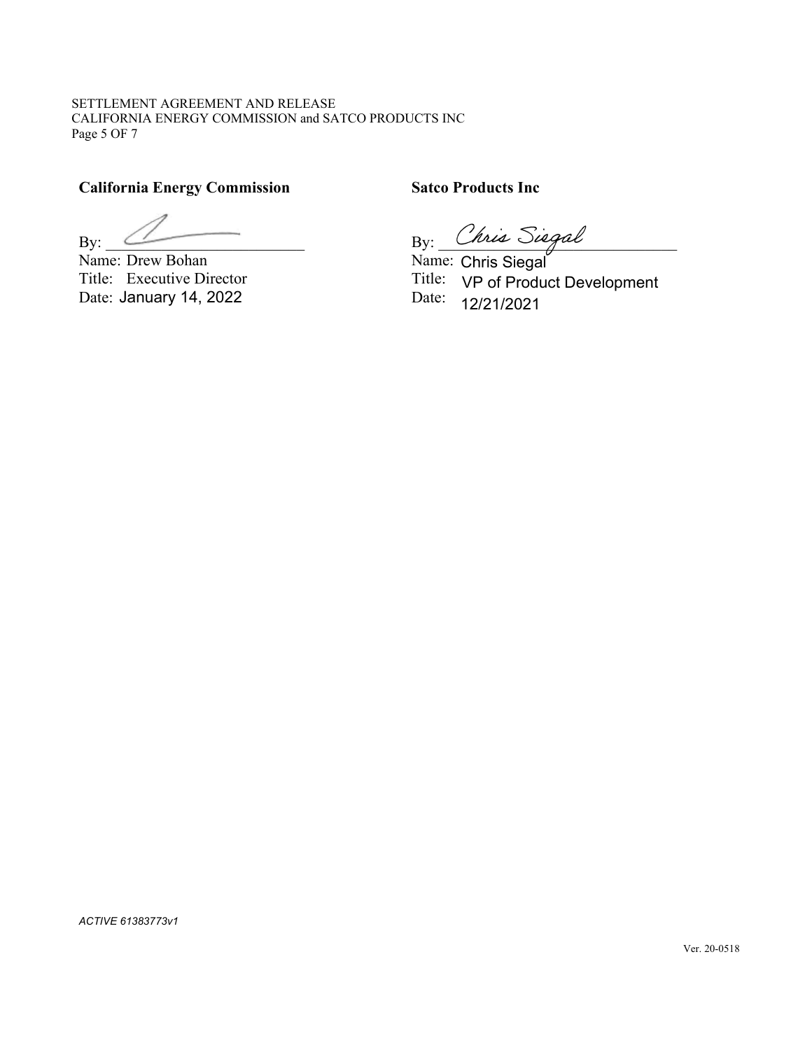**California Energy Commission**

By: \_\_\_\_\_\_\_\_\_\_\_\_\_\_\_\_\_\_\_\_\_\_\_\_\_

Name: Drew Bohan
Title: Executive Director
Date: January 14, 2022

**Satco Products Inc**

By: *Chris Siegal*

Name: Chris Siegal
Title: VP of Product Development
Date: 12/21/2021

*ACTIVE 61383773v1*

Ver. 20-0518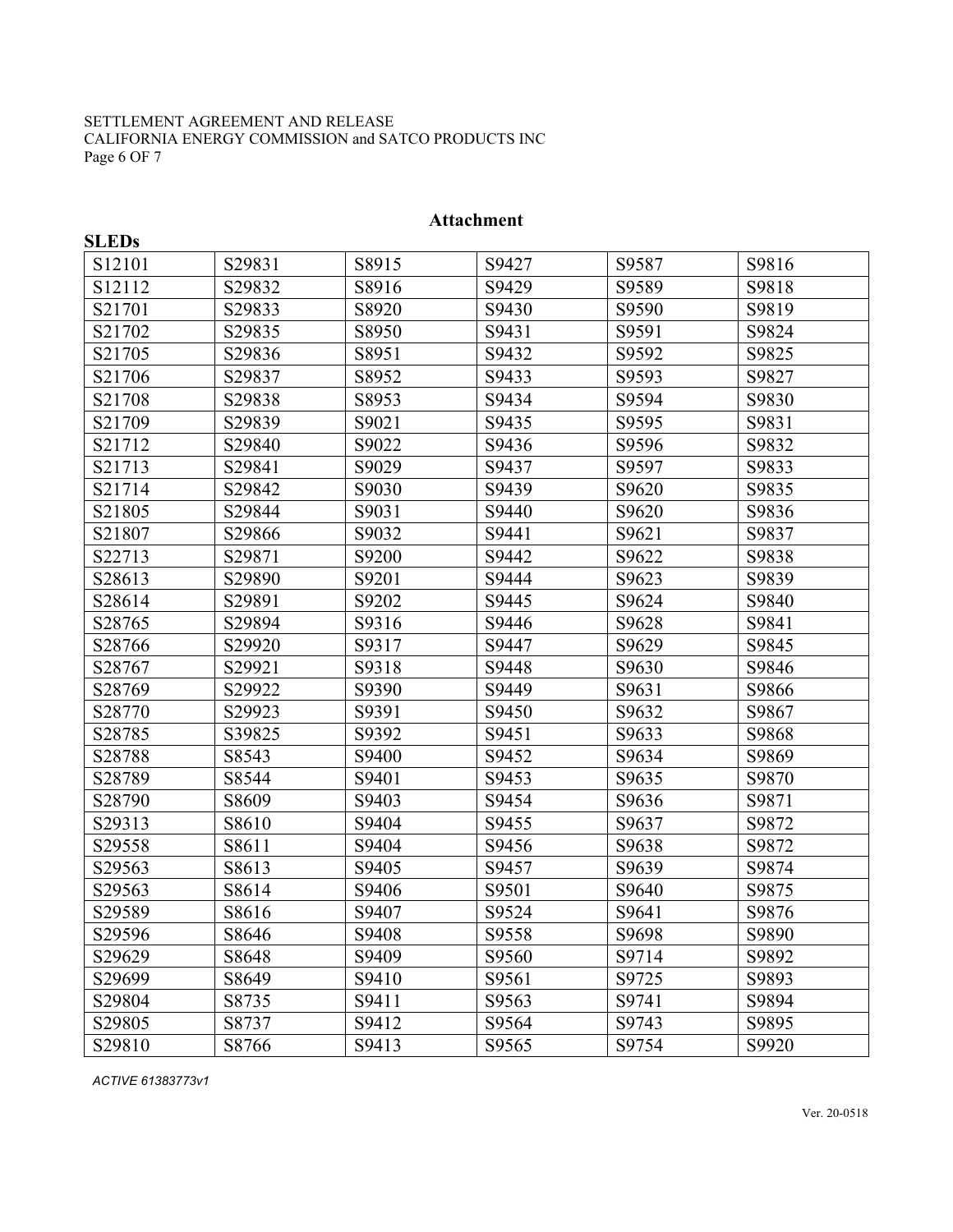## Attachment

**SLEDs**

| | | | | | |
|---|---|---|---|---|---|
| S12101 | S29831 | S8915 | S9427 | S9587 | S9816 |
| S12112 | S29832 | S8916 | S9429 | S9589 | S9818 |
| S21701 | S29833 | S8920 | S9430 | S9590 | S9819 |
| S21702 | S29835 | S8950 | S9431 | S9591 | S9824 |
| S21705 | S29836 | S8951 | S9432 | S9592 | S9825 |
| S21706 | S29837 | S8952 | S9433 | S9593 | S9827 |
| S21708 | S29838 | S8953 | S9434 | S9594 | S9830 |
| S21709 | S29839 | S9021 | S9435 | S9595 | S9831 |
| S21712 | S29840 | S9022 | S9436 | S9596 | S9832 |
| S21713 | S29841 | S9029 | S9437 | S9597 | S9833 |
| S21714 | S29842 | S9030 | S9439 | S9620 | S9835 |
| S21805 | S29844 | S9031 | S9440 | S9620 | S9836 |
| S21807 | S29866 | S9032 | S9441 | S9621 | S9837 |
| S22713 | S29871 | S9200 | S9442 | S9622 | S9838 |
| S28613 | S29890 | S9201 | S9444 | S9623 | S9839 |
| S28614 | S29891 | S9202 | S9445 | S9624 | S9840 |
| S28765 | S29894 | S9316 | S9446 | S9628 | S9841 |
| S28766 | S29920 | S9317 | S9447 | S9629 | S9845 |
| S28767 | S29921 | S9318 | S9448 | S9630 | S9846 |
| S28769 | S29922 | S9390 | S9449 | S9631 | S9866 |
| S28770 | S29923 | S9391 | S9450 | S9632 | S9867 |
| S28785 | S39825 | S9392 | S9451 | S9633 | S9868 |
| S28788 | S8543 | S9400 | S9452 | S9634 | S9869 |
| S28789 | S8544 | S9401 | S9453 | S9635 | S9870 |
| S28790 | S8609 | S9403 | S9454 | S9636 | S9871 |
| S29313 | S8610 | S9404 | S9455 | S9637 | S9872 |
| S29558 | S8611 | S9404 | S9456 | S9638 | S9872 |
| S29563 | S8613 | S9405 | S9457 | S9639 | S9874 |
| S29563 | S8614 | S9406 | S9501 | S9640 | S9875 |
| S29589 | S8616 | S9407 | S9524 | S9641 | S9876 |
| S29596 | S8646 | S9408 | S9558 | S9698 | S9890 |
| S29629 | S8648 | S9409 | S9560 | S9714 | S9892 |
| S29699 | S8649 | S9410 | S9561 | S9725 | S9893 |
| S29804 | S8735 | S9411 | S9563 | S9741 | S9894 |
| S29805 | S8737 | S9412 | S9564 | S9743 | S9895 |
| S29810 | S8766 | S9413 | S9565 | S9754 | S9920 |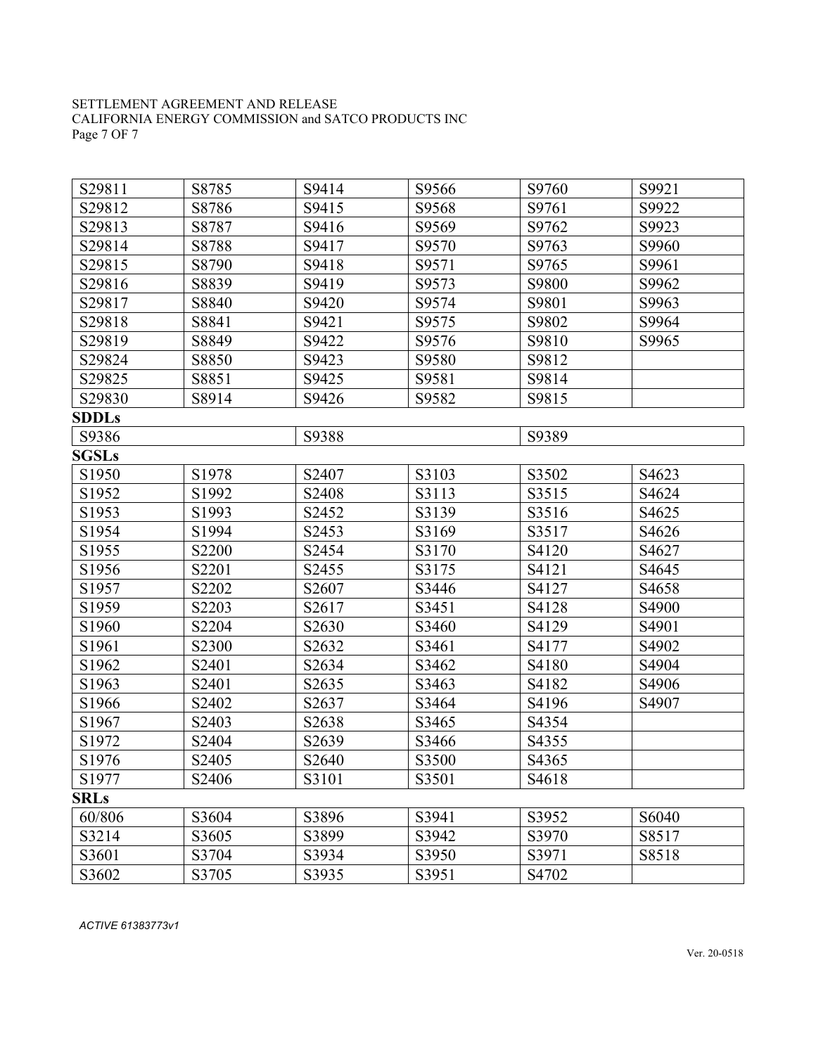| | | | | | |
|---|---|---|---|---|---|
| S29811 | S8785 | S9414 | S9566 | S9760 | S9921 |
| S29812 | S8786 | S9415 | S9568 | S9761 | S9922 |
| S29813 | S8787 | S9416 | S9569 | S9762 | S9923 |
| S29814 | S8788 | S9417 | S9570 | S9763 | S9960 |
| S29815 | S8790 | S9418 | S9571 | S9765 | S9961 |
| S29816 | S8839 | S9419 | S9573 | S9800 | S9962 |
| S29817 | S8840 | S9420 | S9574 | S9801 | S9963 |
| S29818 | S8841 | S9421 | S9575 | S9802 | S9964 |
| S29819 | S8849 | S9422 | S9576 | S9810 | S9965 |
| S29824 | S8850 | S9423 | S9580 | S9812 | |
| S29825 | S8851 | S9425 | S9581 | S9814 | |
| S29830 | S8914 | S9426 | S9582 | S9815 | |

**SDDLs**

| | | |
|---|---|---|
| S9386 | S9388 | S9389 |

**SGSLs**

| | | | | | |
|---|---|---|---|---|---|
| S1950 | S1978 | S2407 | S3103 | S3502 | S4623 |
| S1952 | S1992 | S2408 | S3113 | S3515 | S4624 |
| S1953 | S1993 | S2452 | S3139 | S3516 | S4625 |
| S1954 | S1994 | S2453 | S3169 | S3517 | S4626 |
| S1955 | S2200 | S2454 | S3170 | S4120 | S4627 |
| S1956 | S2201 | S2455 | S3175 | S4121 | S4645 |
| S1957 | S2202 | S2607 | S3446 | S4127 | S4658 |
| S1959 | S2203 | S2617 | S3451 | S4128 | S4900 |
| S1960 | S2204 | S2630 | S3460 | S4129 | S4901 |
| S1961 | S2300 | S2632 | S3461 | S4177 | S4902 |
| S1962 | S2401 | S2634 | S3462 | S4180 | S4904 |
| S1963 | S2401 | S2635 | S3463 | S4182 | S4906 |
| S1966 | S2402 | S2637 | S3464 | S4196 | S4907 |
| S1967 | S2403 | S2638 | S3465 | S4354 | |
| S1972 | S2404 | S2639 | S3466 | S4355 | |
| S1976 | S2405 | S2640 | S3500 | S4365 | |
| S1977 | S2406 | S3101 | S3501 | S4618 | |

**SRLs**

| | | | | | |
|---|---|---|---|---|---|
| 60/806 | S3604 | S3896 | S3941 | S3952 | S6040 |
| S3214 | S3605 | S3899 | S3942 | S3970 | S8517 |
| S3601 | S3704 | S3934 | S3950 | S3971 | S8518 |
| S3602 | S3705 | S3935 | S3951 | S4702 | |

*ACTIVE 61383773v1*

Ver. 20-0518